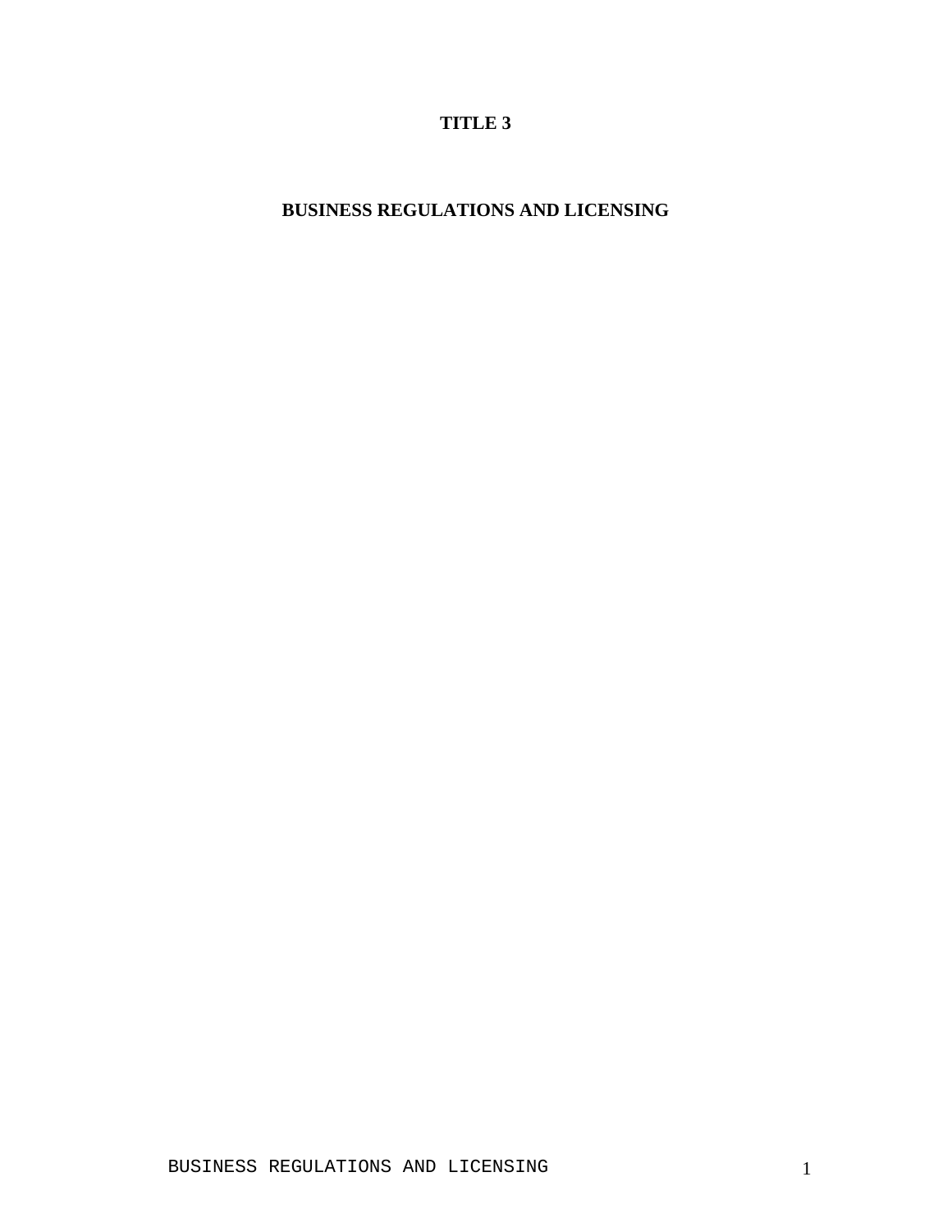# TITLE 3

## BUSINESS REGULATIONS AND LICENSING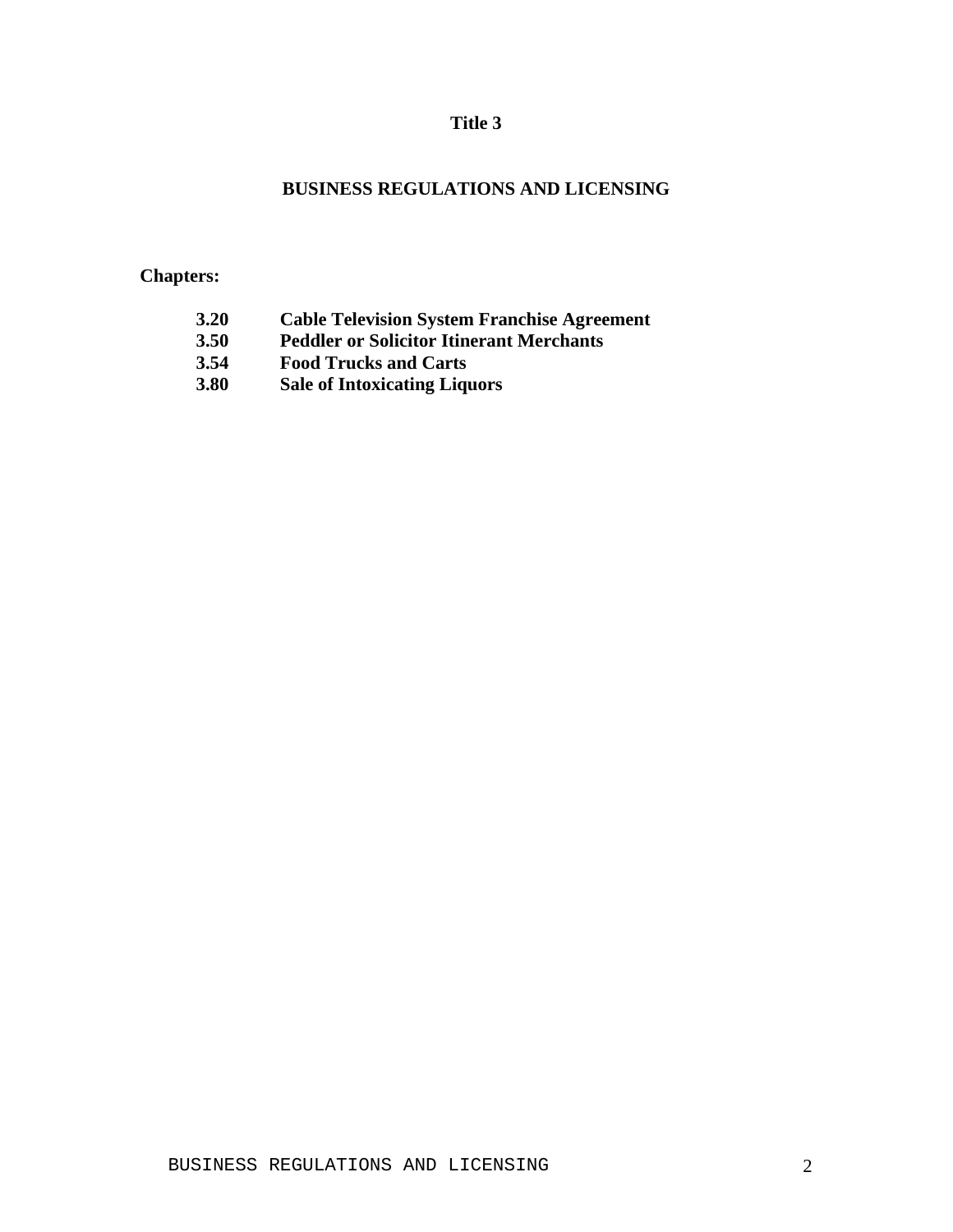# Title 3

## BUSINESS REGULATIONS AND LICENSING

**Chapters:**

| | |
|---|---|
| **3.20** | **Cable Television System Franchise Agreement** |
| **3.50** | **Peddler or Solicitor Itinerant Merchants** |
| **3.54** | **Food Trucks and Carts** |
| **3.80** | **Sale of Intoxicating Liquors** |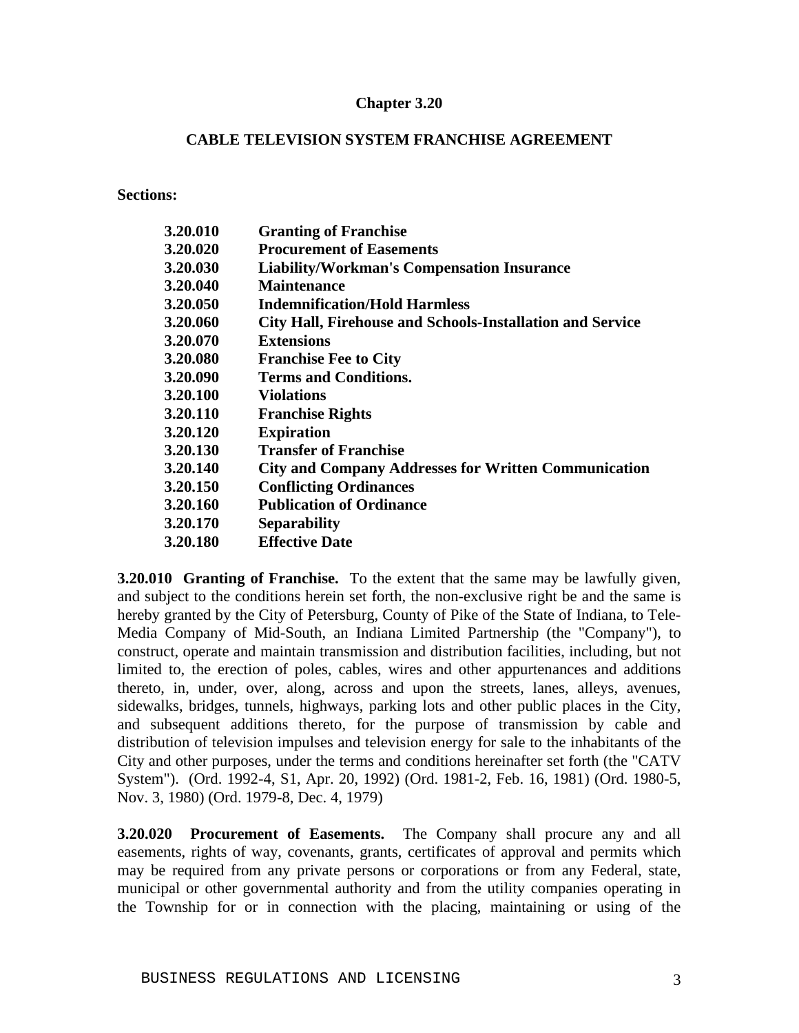# Chapter 3.20

## CABLE TELEVISION SYSTEM FRANCHISE AGREEMENT

**Sections:**

| | |
|---|---|
| **3.20.010** | **Granting of Franchise** |
| **3.20.020** | **Procurement of Easements** |
| **3.20.030** | **Liability/Workman's Compensation Insurance** |
| **3.20.040** | **Maintenance** |
| **3.20.050** | **Indemnification/Hold Harmless** |
| **3.20.060** | **City Hall, Firehouse and Schools-Installation and Service** |
| **3.20.070** | **Extensions** |
| **3.20.080** | **Franchise Fee to City** |
| **3.20.090** | **Terms and Conditions.** |
| **3.20.100** | **Violations** |
| **3.20.110** | **Franchise Rights** |
| **3.20.120** | **Expiration** |
| **3.20.130** | **Transfer of Franchise** |
| **3.20.140** | **City and Company Addresses for Written Communication** |
| **3.20.150** | **Conflicting Ordinances** |
| **3.20.160** | **Publication of Ordinance** |
| **3.20.170** | **Separability** |
| **3.20.180** | **Effective Date** |

**3.20.010 Granting of Franchise.** To the extent that the same may be lawfully given, and subject to the conditions herein set forth, the non-exclusive right be and the same is hereby granted by the City of Petersburg, County of Pike of the State of Indiana, to Tele-Media Company of Mid-South, an Indiana Limited Partnership (the "Company"), to construct, operate and maintain transmission and distribution facilities, including, but not limited to, the erection of poles, cables, wires and other appurtenances and additions thereto, in, under, over, along, across and upon the streets, lanes, alleys, avenues, sidewalks, bridges, tunnels, highways, parking lots and other public places in the City, and subsequent additions thereto, for the purpose of transmission by cable and distribution of television impulses and television energy for sale to the inhabitants of the City and other purposes, under the terms and conditions hereinafter set forth (the "CATV System"). (Ord. 1992-4, S1, Apr. 20, 1992) (Ord. 1981-2, Feb. 16, 1981) (Ord. 1980-5, Nov. 3, 1980) (Ord. 1979-8, Dec. 4, 1979)

**3.20.020 Procurement of Easements.** The Company shall procure any and all easements, rights of way, covenants, grants, certificates of approval and permits which may be required from any private persons or corporations or from any Federal, state, municipal or other governmental authority and from the utility companies operating in the Township for or in connection with the placing, maintaining or using of the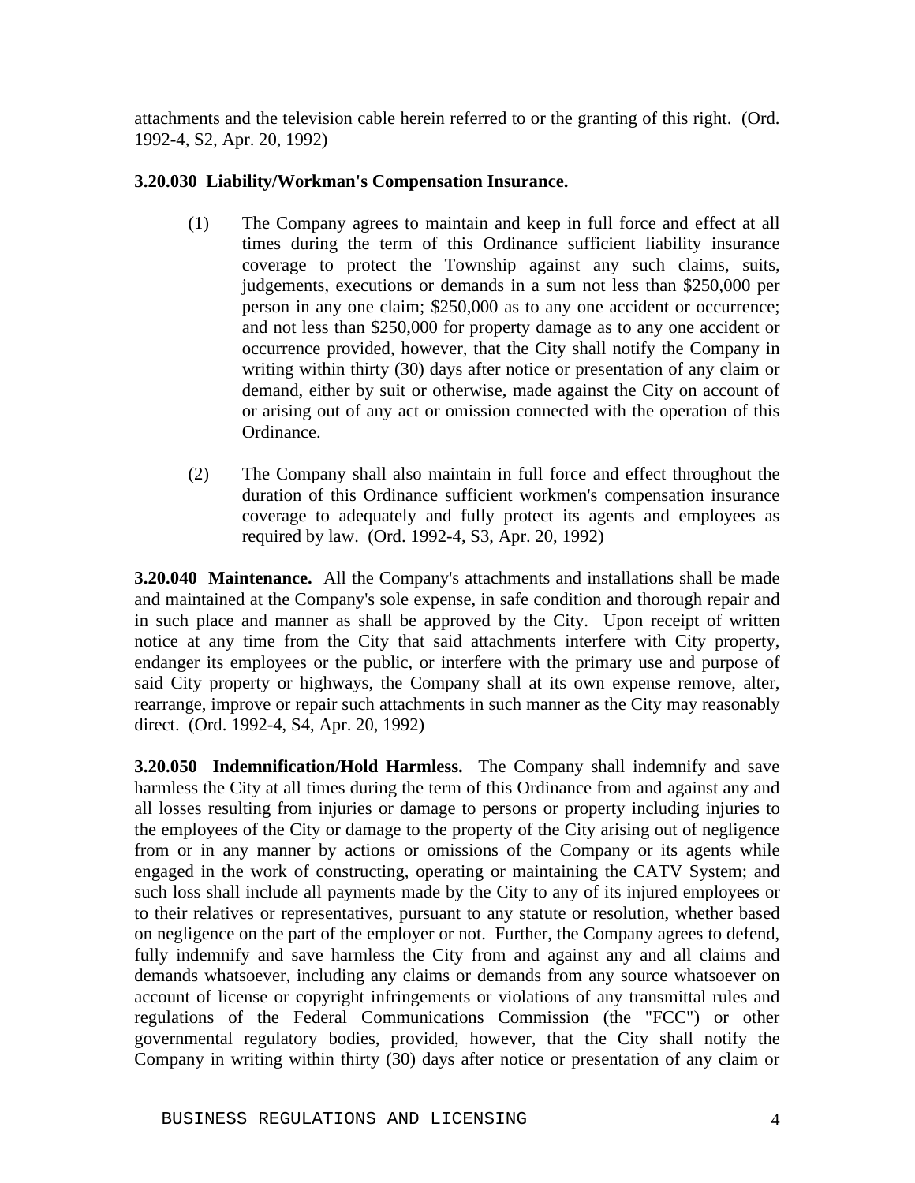attachments and the television cable herein referred to or the granting of this right. (Ord. 1992-4, S2, Apr. 20, 1992)

**3.20.030 Liability/Workman's Compensation Insurance.**

(1) The Company agrees to maintain and keep in full force and effect at all times during the term of this Ordinance sufficient liability insurance coverage to protect the Township against any such claims, suits, judgements, executions or demands in a sum not less than $250,000 per person in any one claim; $250,000 as to any one accident or occurrence; and not less than $250,000 for property damage as to any one accident or occurrence provided, however, that the City shall notify the Company in writing within thirty (30) days after notice or presentation of any claim or demand, either by suit or otherwise, made against the City on account of or arising out of any act or omission connected with the operation of this Ordinance.

(2) The Company shall also maintain in full force and effect throughout the duration of this Ordinance sufficient workmen's compensation insurance coverage to adequately and fully protect its agents and employees as required by law. (Ord. 1992-4, S3, Apr. 20, 1992)

**3.20.040 Maintenance.** All the Company's attachments and installations shall be made and maintained at the Company's sole expense, in safe condition and thorough repair and in such place and manner as shall be approved by the City. Upon receipt of written notice at any time from the City that said attachments interfere with City property, endanger its employees or the public, or interfere with the primary use and purpose of said City property or highways, the Company shall at its own expense remove, alter, rearrange, improve or repair such attachments in such manner as the City may reasonably direct. (Ord. 1992-4, S4, Apr. 20, 1992)

**3.20.050 Indemnification/Hold Harmless.** The Company shall indemnify and save harmless the City at all times during the term of this Ordinance from and against any and all losses resulting from injuries or damage to persons or property including injuries to the employees of the City or damage to the property of the City arising out of negligence from or in any manner by actions or omissions of the Company or its agents while engaged in the work of constructing, operating or maintaining the CATV System; and such loss shall include all payments made by the City to any of its injured employees or to their relatives or representatives, pursuant to any statute or resolution, whether based on negligence on the part of the employer or not. Further, the Company agrees to defend, fully indemnify and save harmless the City from and against any and all claims and demands whatsoever, including any claims or demands from any source whatsoever on account of license or copyright infringements or violations of any transmittal rules and regulations of the Federal Communications Commission (the "FCC") or other governmental regulatory bodies, provided, however, that the City shall notify the Company in writing within thirty (30) days after notice or presentation of any claim or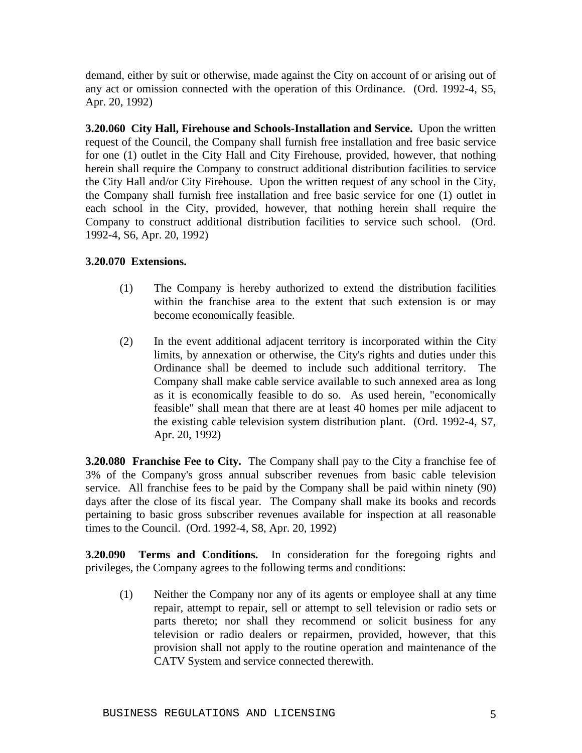demand, either by suit or otherwise, made against the City on account of or arising out of any act or omission connected with the operation of this Ordinance. (Ord. 1992-4, S5, Apr. 20, 1992)

**3.20.060 City Hall, Firehouse and Schools-Installation and Service.** Upon the written request of the Council, the Company shall furnish free installation and free basic service for one (1) outlet in the City Hall and City Firehouse, provided, however, that nothing herein shall require the Company to construct additional distribution facilities to service the City Hall and/or City Firehouse. Upon the written request of any school in the City, the Company shall furnish free installation and free basic service for one (1) outlet in each school in the City, provided, however, that nothing herein shall require the Company to construct additional distribution facilities to service such school. (Ord. 1992-4, S6, Apr. 20, 1992)

**3.20.070 Extensions.**

(1) The Company is hereby authorized to extend the distribution facilities within the franchise area to the extent that such extension is or may become economically feasible.

(2) In the event additional adjacent territory is incorporated within the City limits, by annexation or otherwise, the City's rights and duties under this Ordinance shall be deemed to include such additional territory. The Company shall make cable service available to such annexed area as long as it is economically feasible to do so. As used herein, "economically feasible" shall mean that there are at least 40 homes per mile adjacent to the existing cable television system distribution plant. (Ord. 1992-4, S7, Apr. 20, 1992)

**3.20.080 Franchise Fee to City.** The Company shall pay to the City a franchise fee of 3% of the Company's gross annual subscriber revenues from basic cable television service. All franchise fees to be paid by the Company shall be paid within ninety (90) days after the close of its fiscal year. The Company shall make its books and records pertaining to basic gross subscriber revenues available for inspection at all reasonable times to the Council. (Ord. 1992-4, S8, Apr. 20, 1992)

**3.20.090 Terms and Conditions.** In consideration for the foregoing rights and privileges, the Company agrees to the following terms and conditions:

(1) Neither the Company nor any of its agents or employee shall at any time repair, attempt to repair, sell or attempt to sell television or radio sets or parts thereto; nor shall they recommend or solicit business for any television or radio dealers or repairmen, provided, however, that this provision shall not apply to the routine operation and maintenance of the CATV System and service connected therewith.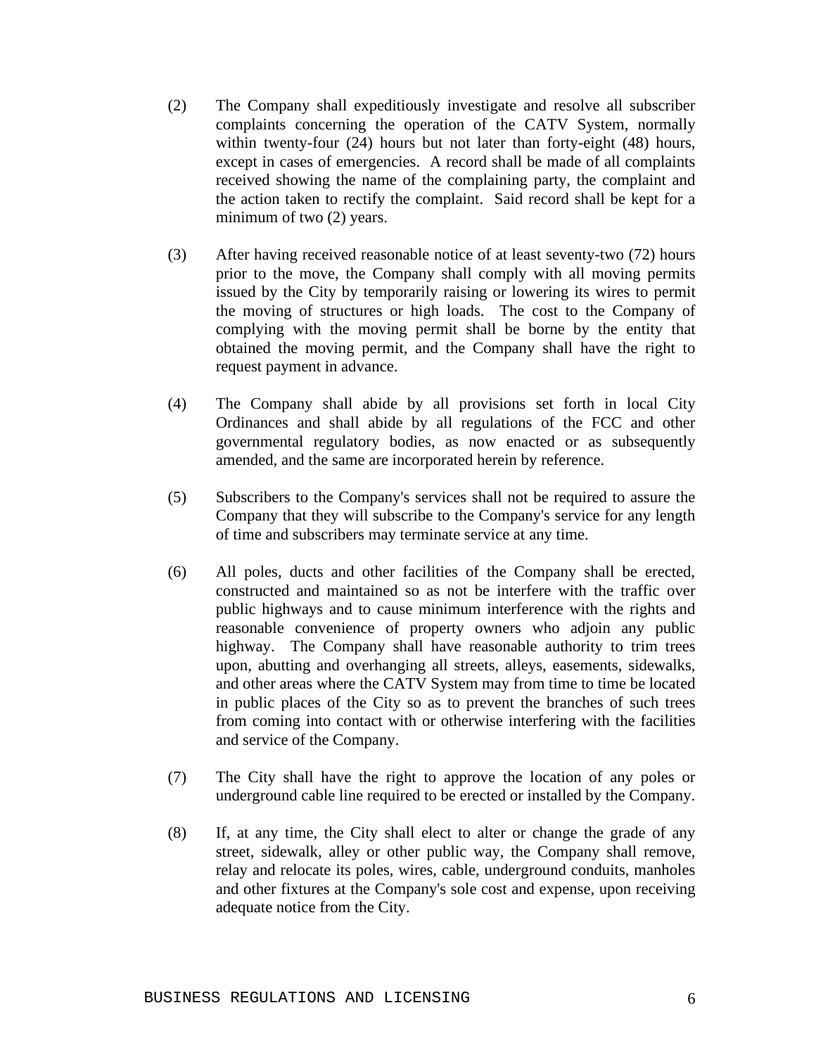(2) The Company shall expeditiously investigate and resolve all subscriber complaints concerning the operation of the CATV System, normally within twenty-four (24) hours but not later than forty-eight (48) hours, except in cases of emergencies. A record shall be made of all complaints received showing the name of the complaining party, the complaint and the action taken to rectify the complaint. Said record shall be kept for a minimum of two (2) years.

(3) After having received reasonable notice of at least seventy-two (72) hours prior to the move, the Company shall comply with all moving permits issued by the City by temporarily raising or lowering its wires to permit the moving of structures or high loads. The cost to the Company of complying with the moving permit shall be borne by the entity that obtained the moving permit, and the Company shall have the right to request payment in advance.

(4) The Company shall abide by all provisions set forth in local City Ordinances and shall abide by all regulations of the FCC and other governmental regulatory bodies, as now enacted or as subsequently amended, and the same are incorporated herein by reference.

(5) Subscribers to the Company's services shall not be required to assure the Company that they will subscribe to the Company's service for any length of time and subscribers may terminate service at any time.

(6) All poles, ducts and other facilities of the Company shall be erected, constructed and maintained so as not be interfere with the traffic over public highways and to cause minimum interference with the rights and reasonable convenience of property owners who adjoin any public highway. The Company shall have reasonable authority to trim trees upon, abutting and overhanging all streets, alleys, easements, sidewalks, and other areas where the CATV System may from time to time be located in public places of the City so as to prevent the branches of such trees from coming into contact with or otherwise interfering with the facilities and service of the Company.

(7) The City shall have the right to approve the location of any poles or underground cable line required to be erected or installed by the Company.

(8) If, at any time, the City shall elect to alter or change the grade of any street, sidewalk, alley or other public way, the Company shall remove, relay and relocate its poles, wires, cable, underground conduits, manholes and other fixtures at the Company's sole cost and expense, upon receiving adequate notice from the City.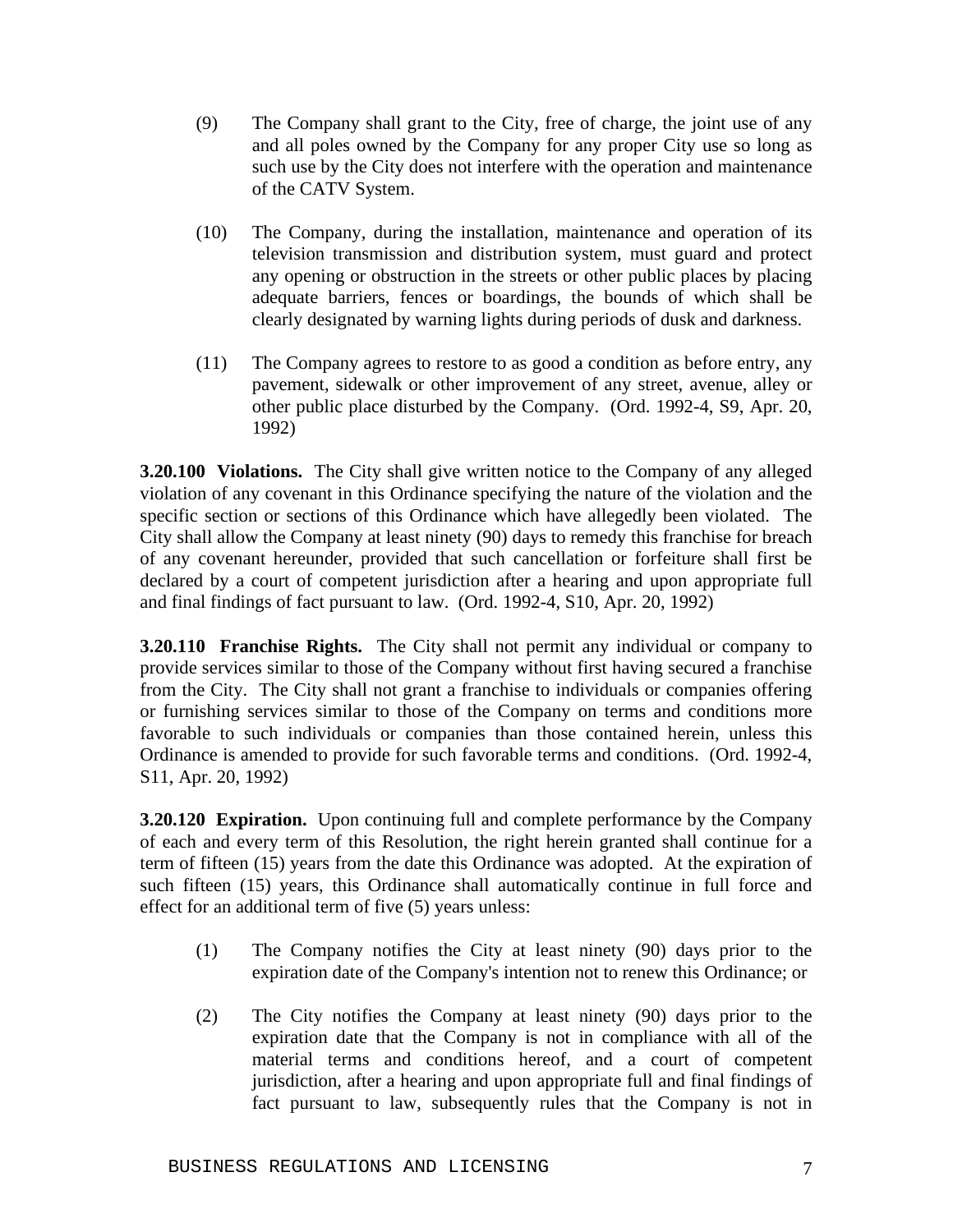(9) The Company shall grant to the City, free of charge, the joint use of any and all poles owned by the Company for any proper City use so long as such use by the City does not interfere with the operation and maintenance of the CATV System.

(10) The Company, during the installation, maintenance and operation of its television transmission and distribution system, must guard and protect any opening or obstruction in the streets or other public places by placing adequate barriers, fences or boardings, the bounds of which shall be clearly designated by warning lights during periods of dusk and darkness.

(11) The Company agrees to restore to as good a condition as before entry, any pavement, sidewalk or other improvement of any street, avenue, alley or other public place disturbed by the Company. (Ord. 1992-4, S9, Apr. 20, 1992)

**3.20.100 Violations.** The City shall give written notice to the Company of any alleged violation of any covenant in this Ordinance specifying the nature of the violation and the specific section or sections of this Ordinance which have allegedly been violated. The City shall allow the Company at least ninety (90) days to remedy this franchise for breach of any covenant hereunder, provided that such cancellation or forfeiture shall first be declared by a court of competent jurisdiction after a hearing and upon appropriate full and final findings of fact pursuant to law. (Ord. 1992-4, S10, Apr. 20, 1992)

**3.20.110 Franchise Rights.** The City shall not permit any individual or company to provide services similar to those of the Company without first having secured a franchise from the City. The City shall not grant a franchise to individuals or companies offering or furnishing services similar to those of the Company on terms and conditions more favorable to such individuals or companies than those contained herein, unless this Ordinance is amended to provide for such favorable terms and conditions. (Ord. 1992-4, S11, Apr. 20, 1992)

**3.20.120 Expiration.** Upon continuing full and complete performance by the Company of each and every term of this Resolution, the right herein granted shall continue for a term of fifteen (15) years from the date this Ordinance was adopted. At the expiration of such fifteen (15) years, this Ordinance shall automatically continue in full force and effect for an additional term of five (5) years unless:

(1) The Company notifies the City at least ninety (90) days prior to the expiration date of the Company's intention not to renew this Ordinance; or

(2) The City notifies the Company at least ninety (90) days prior to the expiration date that the Company is not in compliance with all of the material terms and conditions hereof, and a court of competent jurisdiction, after a hearing and upon appropriate full and final findings of fact pursuant to law, subsequently rules that the Company is not in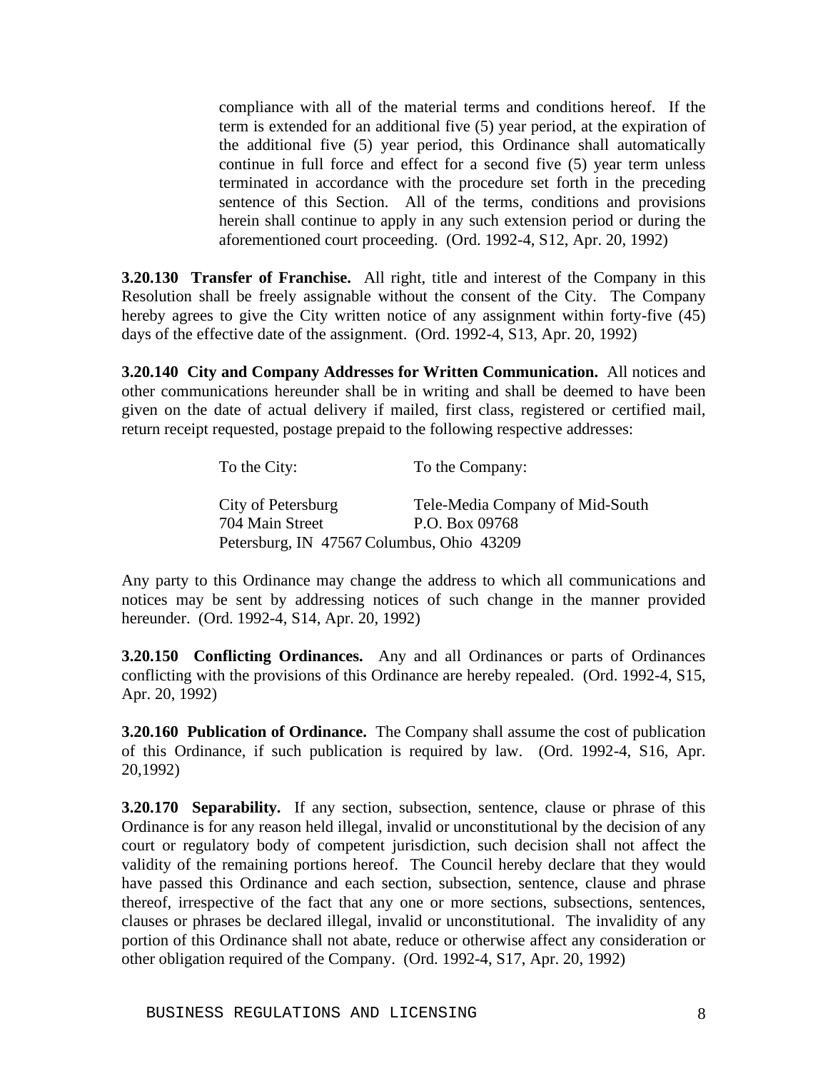compliance with all of the material terms and conditions hereof. If the term is extended for an additional five (5) year period, at the expiration of the additional five (5) year period, this Ordinance shall automatically continue in full force and effect for a second five (5) year term unless terminated in accordance with the procedure set forth in the preceding sentence of this Section. All of the terms, conditions and provisions herein shall continue to apply in any such extension period or during the aforementioned court proceeding. (Ord. 1992-4, S12, Apr. 20, 1992)

**3.20.130 Transfer of Franchise.** All right, title and interest of the Company in this Resolution shall be freely assignable without the consent of the City. The Company hereby agrees to give the City written notice of any assignment within forty-five (45) days of the effective date of the assignment. (Ord. 1992-4, S13, Apr. 20, 1992)

**3.20.140 City and Company Addresses for Written Communication.** All notices and other communications hereunder shall be in writing and shall be deemed to have been given on the date of actual delivery if mailed, first class, registered or certified mail, return receipt requested, postage prepaid to the following respective addresses:

| To the City: | To the Company: |
|---|---|
| City of Petersburg<br>704 Main Street<br>Petersburg, IN 47567 | Tele-Media Company of Mid-South<br>P.O. Box 09768<br>Columbus, Ohio 43209 |

Any party to this Ordinance may change the address to which all communications and notices may be sent by addressing notices of such change in the manner provided hereunder. (Ord. 1992-4, S14, Apr. 20, 1992)

**3.20.150 Conflicting Ordinances.** Any and all Ordinances or parts of Ordinances conflicting with the provisions of this Ordinance are hereby repealed. (Ord. 1992-4, S15, Apr. 20, 1992)

**3.20.160 Publication of Ordinance.** The Company shall assume the cost of publication of this Ordinance, if such publication is required by law. (Ord. 1992-4, S16, Apr. 20,1992)

**3.20.170 Separability.** If any section, subsection, sentence, clause or phrase of this Ordinance is for any reason held illegal, invalid or unconstitutional by the decision of any court or regulatory body of competent jurisdiction, such decision shall not affect the validity of the remaining portions hereof. The Council hereby declare that they would have passed this Ordinance and each section, subsection, sentence, clause and phrase thereof, irrespective of the fact that any one or more sections, subsections, sentences, clauses or phrases be declared illegal, invalid or unconstitutional. The invalidity of any portion of this Ordinance shall not abate, reduce or otherwise affect any consideration or other obligation required of the Company. (Ord. 1992-4, S17, Apr. 20, 1992)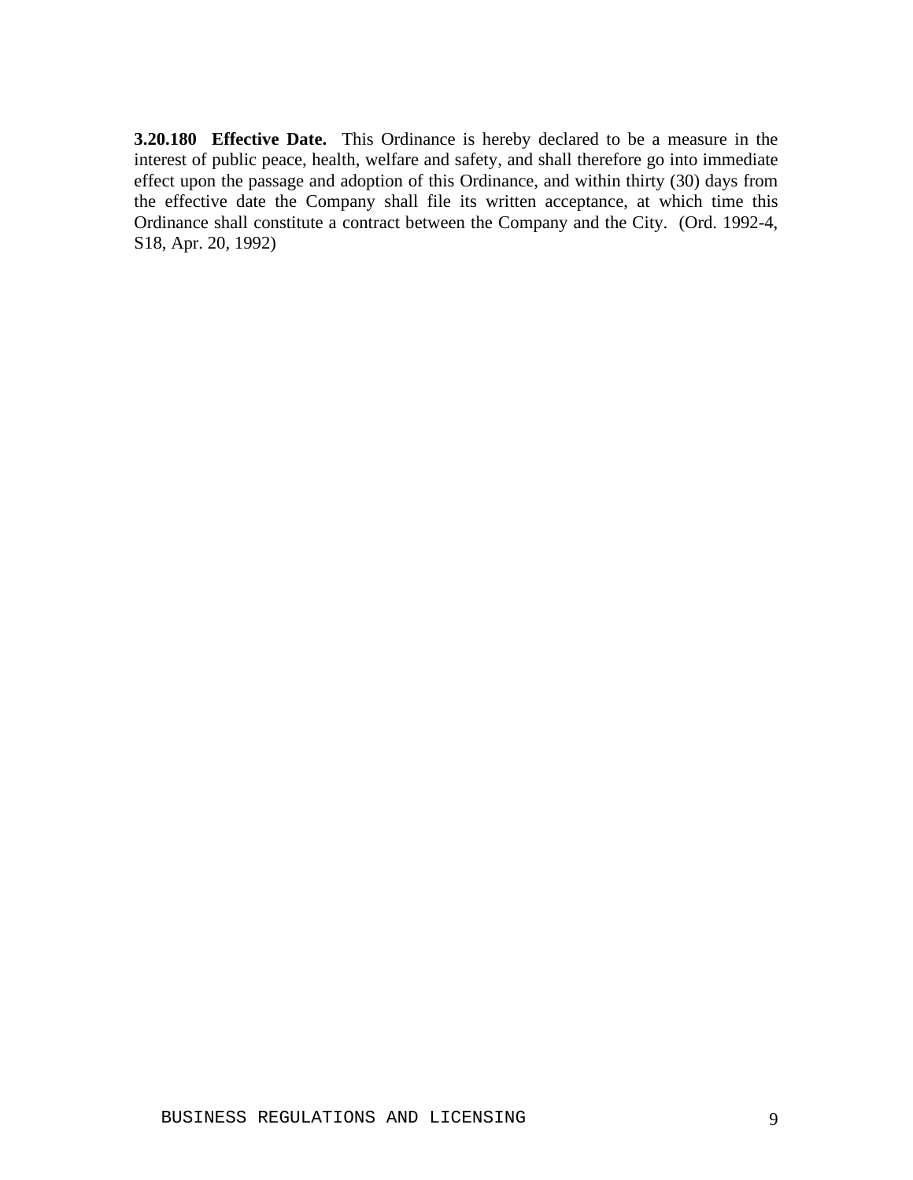**3.20.180 Effective Date.** This Ordinance is hereby declared to be a measure in the interest of public peace, health, welfare and safety, and shall therefore go into immediate effect upon the passage and adoption of this Ordinance, and within thirty (30) days from the effective date the Company shall file its written acceptance, at which time this Ordinance shall constitute a contract between the Company and the City. (Ord. 1992-4, S18, Apr. 20, 1992)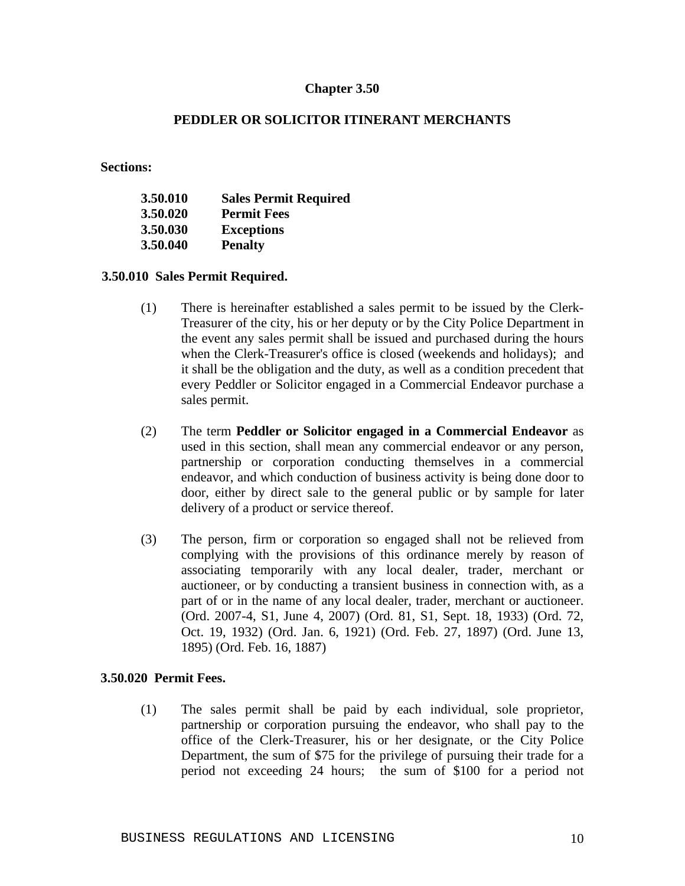# Chapter 3.50

## PEDDLER OR SOLICITOR ITINERANT MERCHANTS

**Sections:**

| | |
|---|---|
| **3.50.010** | **Sales Permit Required** |
| **3.50.020** | **Permit Fees** |
| **3.50.030** | **Exceptions** |
| **3.50.040** | **Penalty** |

### 3.50.010 Sales Permit Required.

(1) There is hereinafter established a sales permit to be issued by the Clerk-Treasurer of the city, his or her deputy or by the City Police Department in the event any sales permit shall be issued and purchased during the hours when the Clerk-Treasurer's office is closed (weekends and holidays); and it shall be the obligation and the duty, as well as a condition precedent that every Peddler or Solicitor engaged in a Commercial Endeavor purchase a sales permit.

(2) The term **Peddler or Solicitor engaged in a Commercial Endeavor** as used in this section, shall mean any commercial endeavor or any person, partnership or corporation conducting themselves in a commercial endeavor, and which conduction of business activity is being done door to door, either by direct sale to the general public or by sample for later delivery of a product or service thereof.

(3) The person, firm or corporation so engaged shall not be relieved from complying with the provisions of this ordinance merely by reason of associating temporarily with any local dealer, trader, merchant or auctioneer, or by conducting a transient business in connection with, as a part of or in the name of any local dealer, trader, merchant or auctioneer. (Ord. 2007-4, S1, June 4, 2007) (Ord. 81, S1, Sept. 18, 1933) (Ord. 72, Oct. 19, 1932) (Ord. Jan. 6, 1921) (Ord. Feb. 27, 1897) (Ord. June 13, 1895) (Ord. Feb. 16, 1887)

### 3.50.020 Permit Fees.

(1) The sales permit shall be paid by each individual, sole proprietor, partnership or corporation pursuing the endeavor, who shall pay to the office of the Clerk-Treasurer, his or her designate, or the City Police Department, the sum of $75 for the privilege of pursuing their trade for a period not exceeding 24 hours; the sum of $100 for a period not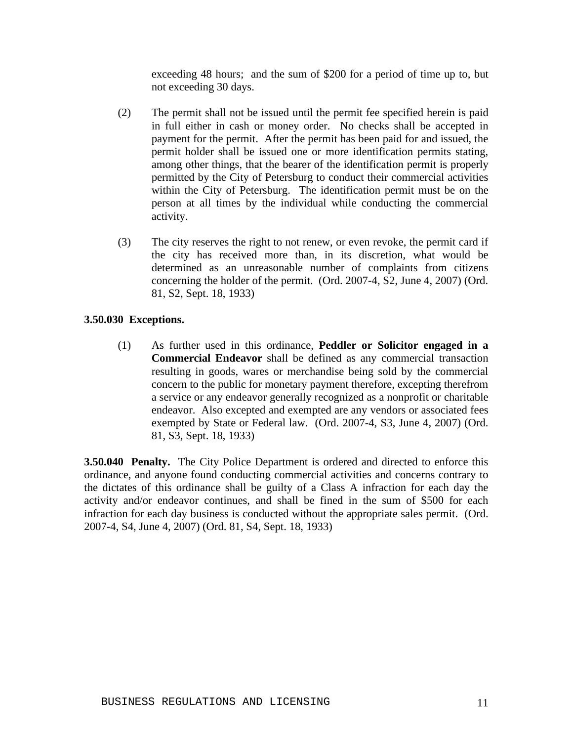exceeding 48 hours; and the sum of $200 for a period of time up to, but not exceeding 30 days.

(2) The permit shall not be issued until the permit fee specified herein is paid in full either in cash or money order. No checks shall be accepted in payment for the permit. After the permit has been paid for and issued, the permit holder shall be issued one or more identification permits stating, among other things, that the bearer of the identification permit is properly permitted by the City of Petersburg to conduct their commercial activities within the City of Petersburg. The identification permit must be on the person at all times by the individual while conducting the commercial activity.

(3) The city reserves the right to not renew, or even revoke, the permit card if the city has received more than, in its discretion, what would be determined as an unreasonable number of complaints from citizens concerning the holder of the permit. (Ord. 2007-4, S2, June 4, 2007) (Ord. 81, S2, Sept. 18, 1933)

**3.50.030 Exceptions.**

(1) As further used in this ordinance, **Peddler or Solicitor engaged in a Commercial Endeavor** shall be defined as any commercial transaction resulting in goods, wares or merchandise being sold by the commercial concern to the public for monetary payment therefore, excepting therefrom a service or any endeavor generally recognized as a nonprofit or charitable endeavor. Also excepted and exempted are any vendors or associated fees exempted by State or Federal law. (Ord. 2007-4, S3, June 4, 2007) (Ord. 81, S3, Sept. 18, 1933)

**3.50.040 Penalty.** The City Police Department is ordered and directed to enforce this ordinance, and anyone found conducting commercial activities and concerns contrary to the dictates of this ordinance shall be guilty of a Class A infraction for each day the activity and/or endeavor continues, and shall be fined in the sum of $500 for each infraction for each day business is conducted without the appropriate sales permit. (Ord. 2007-4, S4, June 4, 2007) (Ord. 81, S4, Sept. 18, 1933)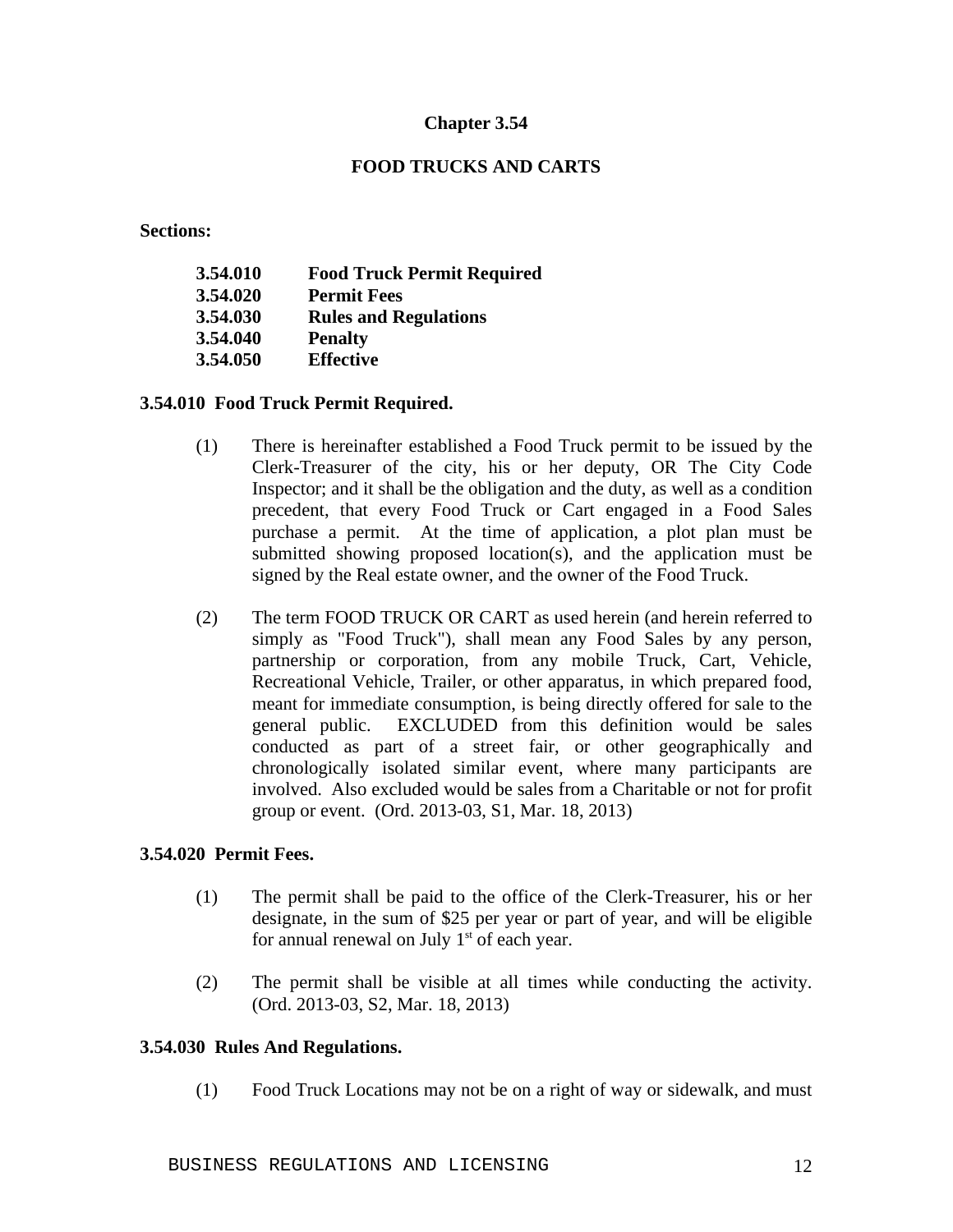# Chapter 3.54

## FOOD TRUCKS AND CARTS

**Sections:**

| | |
|---|---|
| **3.54.010** | **Food Truck Permit Required** |
| **3.54.020** | **Permit Fees** |
| **3.54.030** | **Rules and Regulations** |
| **3.54.040** | **Penalty** |
| **3.54.050** | **Effective** |

### 3.54.010 Food Truck Permit Required.

(1) There is hereinafter established a Food Truck permit to be issued by the Clerk-Treasurer of the city, his or her deputy, OR The City Code Inspector; and it shall be the obligation and the duty, as well as a condition precedent, that every Food Truck or Cart engaged in a Food Sales purchase a permit. At the time of application, a plot plan must be submitted showing proposed location(s), and the application must be signed by the Real estate owner, and the owner of the Food Truck.

(2) The term FOOD TRUCK OR CART as used herein (and herein referred to simply as "Food Truck"), shall mean any Food Sales by any person, partnership or corporation, from any mobile Truck, Cart, Vehicle, Recreational Vehicle, Trailer, or other apparatus, in which prepared food, meant for immediate consumption, is being directly offered for sale to the general public. EXCLUDED from this definition would be sales conducted as part of a street fair, or other geographically and chronologically isolated similar event, where many participants are involved. Also excluded would be sales from a Charitable or not for profit group or event. (Ord. 2013-03, S1, Mar. 18, 2013)

### 3.54.020 Permit Fees.

(1) The permit shall be paid to the office of the Clerk-Treasurer, his or her designate, in the sum of $25 per year or part of year, and will be eligible for annual renewal on July 1st of each year.

(2) The permit shall be visible at all times while conducting the activity. (Ord. 2013-03, S2, Mar. 18, 2013)

### 3.54.030 Rules And Regulations.

(1) Food Truck Locations may not be on a right of way or sidewalk, and must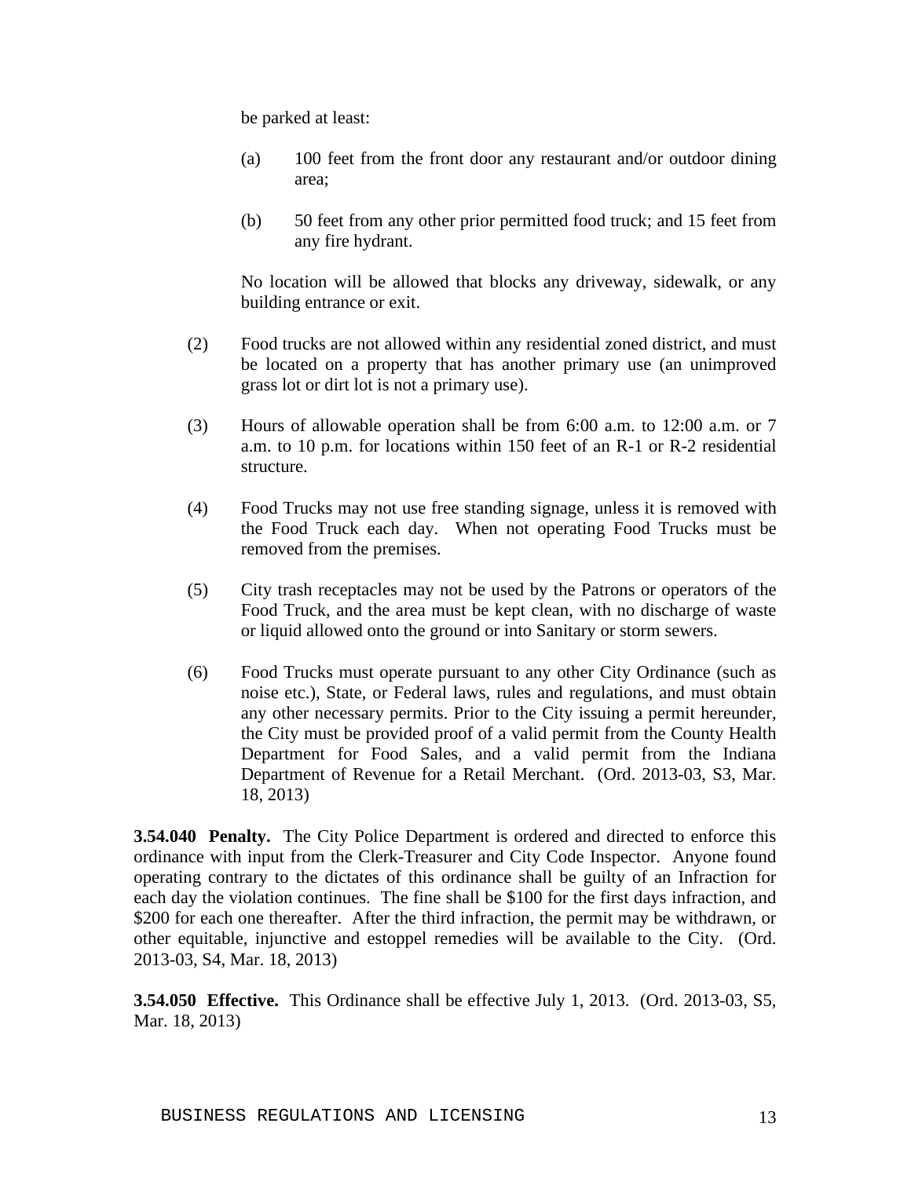be parked at least:

(a) 100 feet from the front door any restaurant and/or outdoor dining area;

(b) 50 feet from any other prior permitted food truck; and 15 feet from any fire hydrant.

No location will be allowed that blocks any driveway, sidewalk, or any building entrance or exit.

(2) Food trucks are not allowed within any residential zoned district, and must be located on a property that has another primary use (an unimproved grass lot or dirt lot is not a primary use).

(3) Hours of allowable operation shall be from 6:00 a.m. to 12:00 a.m. or 7 a.m. to 10 p.m. for locations within 150 feet of an R-1 or R-2 residential structure.

(4) Food Trucks may not use free standing signage, unless it is removed with the Food Truck each day. When not operating Food Trucks must be removed from the premises.

(5) City trash receptacles may not be used by the Patrons or operators of the Food Truck, and the area must be kept clean, with no discharge of waste or liquid allowed onto the ground or into Sanitary or storm sewers.

(6) Food Trucks must operate pursuant to any other City Ordinance (such as noise etc.), State, or Federal laws, rules and regulations, and must obtain any other necessary permits. Prior to the City issuing a permit hereunder, the City must be provided proof of a valid permit from the County Health Department for Food Sales, and a valid permit from the Indiana Department of Revenue for a Retail Merchant. (Ord. 2013-03, S3, Mar. 18, 2013)

**3.54.040 Penalty.** The City Police Department is ordered and directed to enforce this ordinance with input from the Clerk-Treasurer and City Code Inspector. Anyone found operating contrary to the dictates of this ordinance shall be guilty of an Infraction for each day the violation continues. The fine shall be $100 for the first days infraction, and $200 for each one thereafter. After the third infraction, the permit may be withdrawn, or other equitable, injunctive and estoppel remedies will be available to the City. (Ord. 2013-03, S4, Mar. 18, 2013)

**3.54.050 Effective.** This Ordinance shall be effective July 1, 2013. (Ord. 2013-03, S5, Mar. 18, 2013)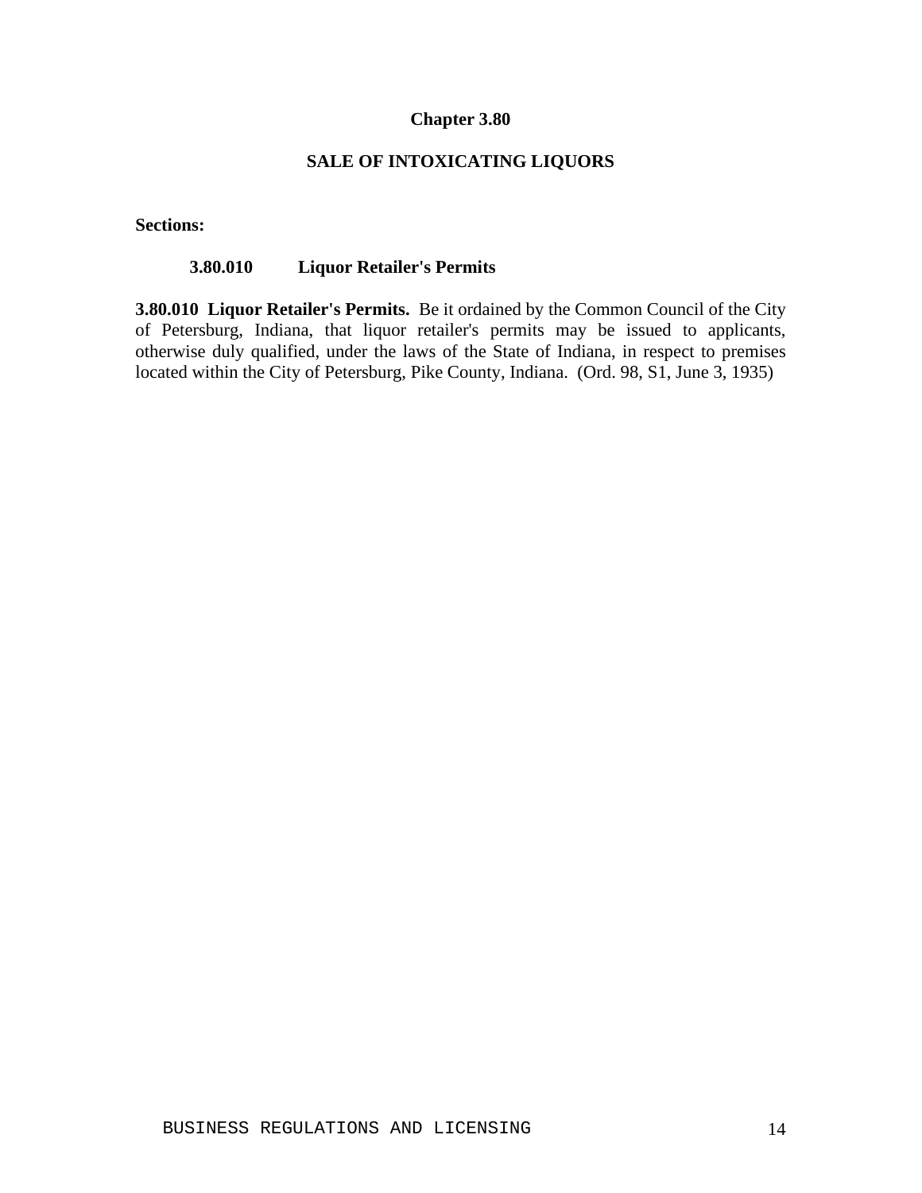# Chapter 3.80

## SALE OF INTOXICATING LIQUORS

**Sections:**

**3.80.010 Liquor Retailer's Permits**

**3.80.010 Liquor Retailer's Permits.** Be it ordained by the Common Council of the City of Petersburg, Indiana, that liquor retailer's permits may be issued to applicants, otherwise duly qualified, under the laws of the State of Indiana, in respect to premises located within the City of Petersburg, Pike County, Indiana. (Ord. 98, S1, June 3, 1935)